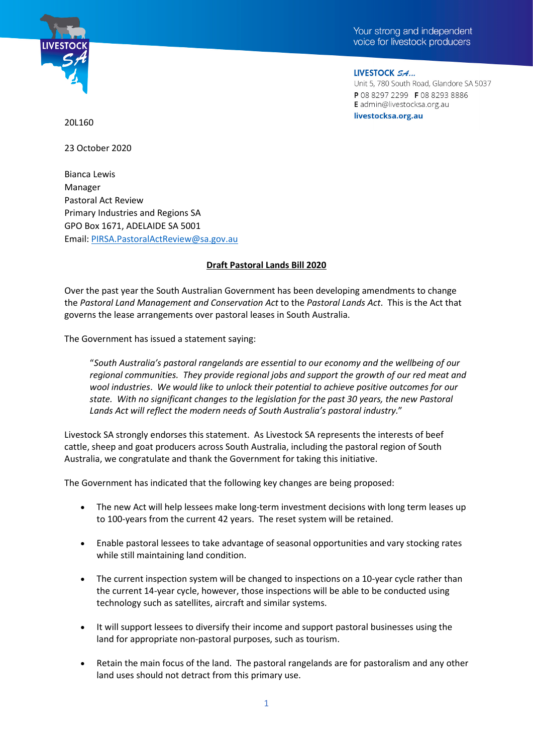Your strong and independent voice for livestock producers

**LIVESTOCK SA**
Unit 5, 780 South Road, Glandore SA 5037
**P** 08 8297 2299 **F** 08 8293 8886
**E** admin@livestocksa.org.au
**livestocksa.org.au**

20L160

23 October 2020

Bianca Lewis
Manager
Pastoral Act Review
Primary Industries and Regions SA
GPO Box 1671, ADELAIDE SA 5001
Email: PIRSA.PastoralActReview@sa.gov.au

**Draft Pastoral Lands Bill 2020**

Over the past year the South Australian Government has been developing amendments to change the *Pastoral Land Management and Conservation Act* to the *Pastoral Lands Act*. This is the Act that governs the lease arrangements over pastoral leases in South Australia.

The Government has issued a statement saying:

> "*South Australia's pastoral rangelands are essential to our economy and the wellbeing of our regional communities. They provide regional jobs and support the growth of our red meat and wool industries. We would like to unlock their potential to achieve positive outcomes for our state. With no significant changes to the legislation for the past 30 years, the new Pastoral Lands Act will reflect the modern needs of South Australia's pastoral industry.*"

Livestock SA strongly endorses this statement. As Livestock SA represents the interests of beef cattle, sheep and goat producers across South Australia, including the pastoral region of South Australia, we congratulate and thank the Government for taking this initiative.

The Government has indicated that the following key changes are being proposed:

- The new Act will help lessees make long-term investment decisions with long term leases up to 100-years from the current 42 years. The reset system will be retained.
- Enable pastoral lessees to take advantage of seasonal opportunities and vary stocking rates while still maintaining land condition.
- The current inspection system will be changed to inspections on a 10-year cycle rather than the current 14-year cycle, however, those inspections will be able to be conducted using technology such as satellites, aircraft and similar systems.
- It will support lessees to diversify their income and support pastoral businesses using the land for appropriate non-pastoral purposes, such as tourism.
- Retain the main focus of the land. The pastoral rangelands are for pastoralism and any other land uses should not detract from this primary use.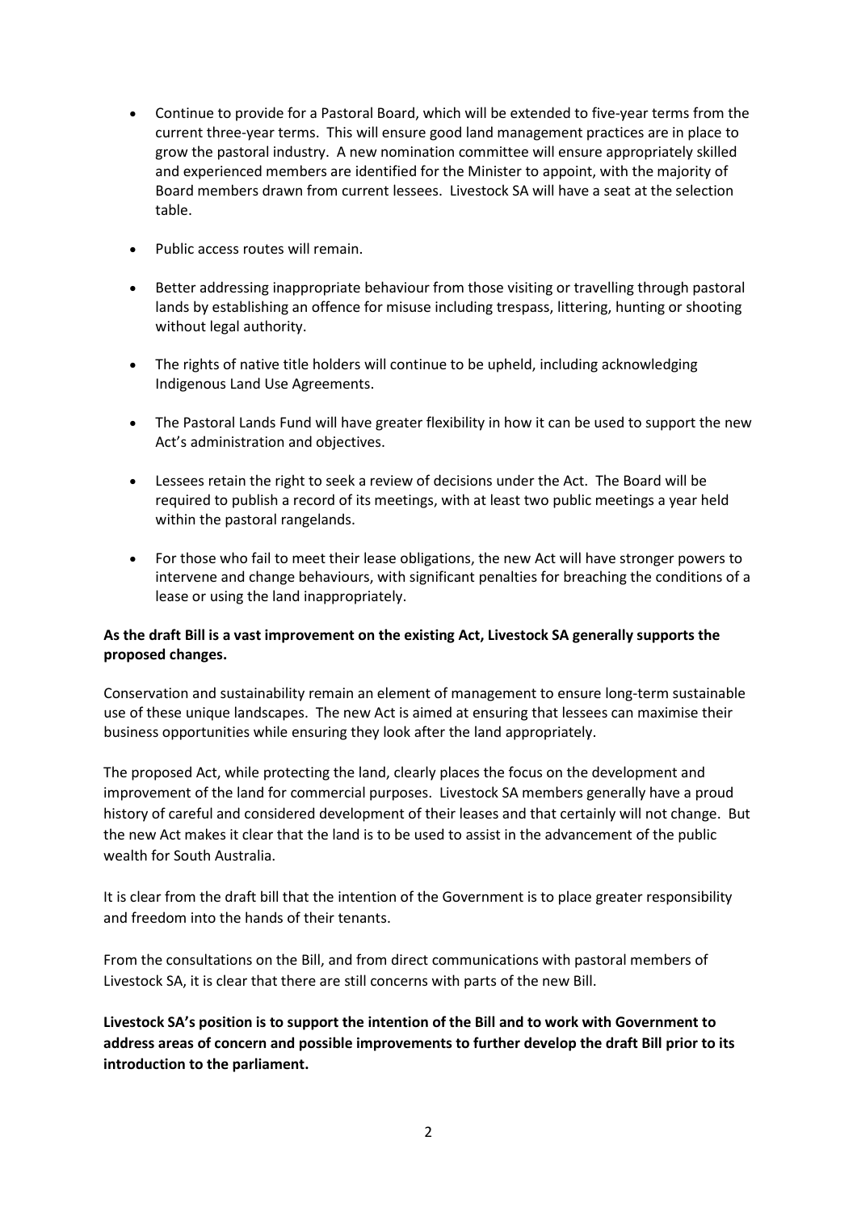- Continue to provide for a Pastoral Board, which will be extended to five-year terms from the current three-year terms. This will ensure good land management practices are in place to grow the pastoral industry. A new nomination committee will ensure appropriately skilled and experienced members are identified for the Minister to appoint, with the majority of Board members drawn from current lessees. Livestock SA will have a seat at the selection table.

- Public access routes will remain.

- Better addressing inappropriate behaviour from those visiting or travelling through pastoral lands by establishing an offence for misuse including trespass, littering, hunting or shooting without legal authority.

- The rights of native title holders will continue to be upheld, including acknowledging Indigenous Land Use Agreements.

- The Pastoral Lands Fund will have greater flexibility in how it can be used to support the new Act's administration and objectives.

- Lessees retain the right to seek a review of decisions under the Act. The Board will be required to publish a record of its meetings, with at least two public meetings a year held within the pastoral rangelands.

- For those who fail to meet their lease obligations, the new Act will have stronger powers to intervene and change behaviours, with significant penalties for breaching the conditions of a lease or using the land inappropriately.

**As the draft Bill is a vast improvement on the existing Act, Livestock SA generally supports the proposed changes.**

Conservation and sustainability remain an element of management to ensure long-term sustainable use of these unique landscapes. The new Act is aimed at ensuring that lessees can maximise their business opportunities while ensuring they look after the land appropriately.

The proposed Act, while protecting the land, clearly places the focus on the development and improvement of the land for commercial purposes. Livestock SA members generally have a proud history of careful and considered development of their leases and that certainly will not change. But the new Act makes it clear that the land is to be used to assist in the advancement of the public wealth for South Australia.

It is clear from the draft bill that the intention of the Government is to place greater responsibility and freedom into the hands of their tenants.

From the consultations on the Bill, and from direct communications with pastoral members of Livestock SA, it is clear that there are still concerns with parts of the new Bill.

**Livestock SA's position is to support the intention of the Bill and to work with Government to address areas of concern and possible improvements to further develop the draft Bill prior to its introduction to the parliament.**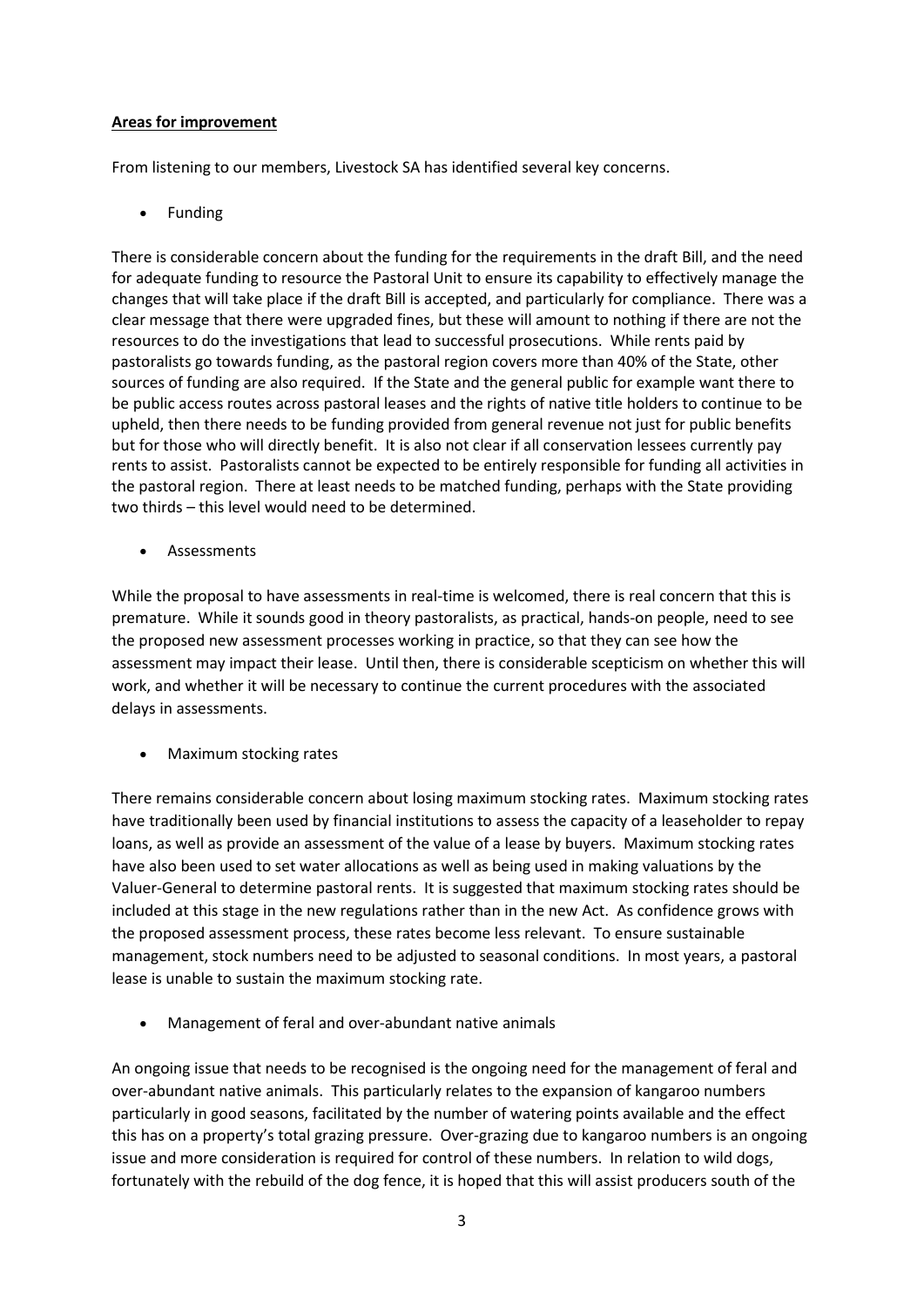**Areas for improvement**

From listening to our members, Livestock SA has identified several key concerns.

- Funding

There is considerable concern about the funding for the requirements in the draft Bill, and the need for adequate funding to resource the Pastoral Unit to ensure its capability to effectively manage the changes that will take place if the draft Bill is accepted, and particularly for compliance. There was a clear message that there were upgraded fines, but these will amount to nothing if there are not the resources to do the investigations that lead to successful prosecutions. While rents paid by pastoralists go towards funding, as the pastoral region covers more than 40% of the State, other sources of funding are also required. If the State and the general public for example want there to be public access routes across pastoral leases and the rights of native title holders to continue to be upheld, then there needs to be funding provided from general revenue not just for public benefits but for those who will directly benefit. It is also not clear if all conservation lessees currently pay rents to assist. Pastoralists cannot be expected to be entirely responsible for funding all activities in the pastoral region. There at least needs to be matched funding, perhaps with the State providing two thirds – this level would need to be determined.

- Assessments

While the proposal to have assessments in real-time is welcomed, there is real concern that this is premature. While it sounds good in theory pastoralists, as practical, hands-on people, need to see the proposed new assessment processes working in practice, so that they can see how the assessment may impact their lease. Until then, there is considerable scepticism on whether this will work, and whether it will be necessary to continue the current procedures with the associated delays in assessments.

- Maximum stocking rates

There remains considerable concern about losing maximum stocking rates. Maximum stocking rates have traditionally been used by financial institutions to assess the capacity of a leaseholder to repay loans, as well as provide an assessment of the value of a lease by buyers. Maximum stocking rates have also been used to set water allocations as well as being used in making valuations by the Valuer-General to determine pastoral rents. It is suggested that maximum stocking rates should be included at this stage in the new regulations rather than in the new Act. As confidence grows with the proposed assessment process, these rates become less relevant. To ensure sustainable management, stock numbers need to be adjusted to seasonal conditions. In most years, a pastoral lease is unable to sustain the maximum stocking rate.

- Management of feral and over-abundant native animals

An ongoing issue that needs to be recognised is the ongoing need for the management of feral and over-abundant native animals. This particularly relates to the expansion of kangaroo numbers particularly in good seasons, facilitated by the number of watering points available and the effect this has on a property's total grazing pressure. Over-grazing due to kangaroo numbers is an ongoing issue and more consideration is required for control of these numbers. In relation to wild dogs, fortunately with the rebuild of the dog fence, it is hoped that this will assist producers south of the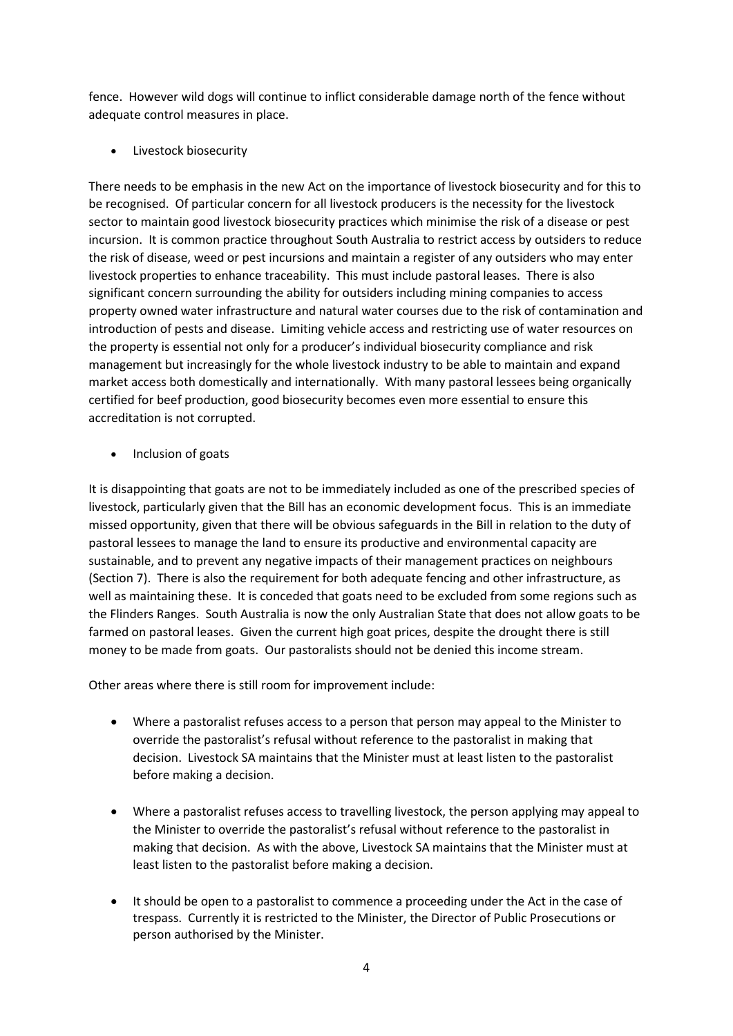fence. However wild dogs will continue to inflict considerable damage north of the fence without adequate control measures in place.

- Livestock biosecurity

There needs to be emphasis in the new Act on the importance of livestock biosecurity and for this to be recognised. Of particular concern for all livestock producers is the necessity for the livestock sector to maintain good livestock biosecurity practices which minimise the risk of a disease or pest incursion. It is common practice throughout South Australia to restrict access by outsiders to reduce the risk of disease, weed or pest incursions and maintain a register of any outsiders who may enter livestock properties to enhance traceability. This must include pastoral leases. There is also significant concern surrounding the ability for outsiders including mining companies to access property owned water infrastructure and natural water courses due to the risk of contamination and introduction of pests and disease. Limiting vehicle access and restricting use of water resources on the property is essential not only for a producer's individual biosecurity compliance and risk management but increasingly for the whole livestock industry to be able to maintain and expand market access both domestically and internationally. With many pastoral lessees being organically certified for beef production, good biosecurity becomes even more essential to ensure this accreditation is not corrupted.

- Inclusion of goats

It is disappointing that goats are not to be immediately included as one of the prescribed species of livestock, particularly given that the Bill has an economic development focus. This is an immediate missed opportunity, given that there will be obvious safeguards in the Bill in relation to the duty of pastoral lessees to manage the land to ensure its productive and environmental capacity are sustainable, and to prevent any negative impacts of their management practices on neighbours (Section 7). There is also the requirement for both adequate fencing and other infrastructure, as well as maintaining these. It is conceded that goats need to be excluded from some regions such as the Flinders Ranges. South Australia is now the only Australian State that does not allow goats to be farmed on pastoral leases. Given the current high goat prices, despite the drought there is still money to be made from goats. Our pastoralists should not be denied this income stream.

Other areas where there is still room for improvement include:

- Where a pastoralist refuses access to a person that person may appeal to the Minister to override the pastoralist's refusal without reference to the pastoralist in making that decision. Livestock SA maintains that the Minister must at least listen to the pastoralist before making a decision.

- Where a pastoralist refuses access to travelling livestock, the person applying may appeal to the Minister to override the pastoralist's refusal without reference to the pastoralist in making that decision. As with the above, Livestock SA maintains that the Minister must at least listen to the pastoralist before making a decision.

- It should be open to a pastoralist to commence a proceeding under the Act in the case of trespass. Currently it is restricted to the Minister, the Director of Public Prosecutions or person authorised by the Minister.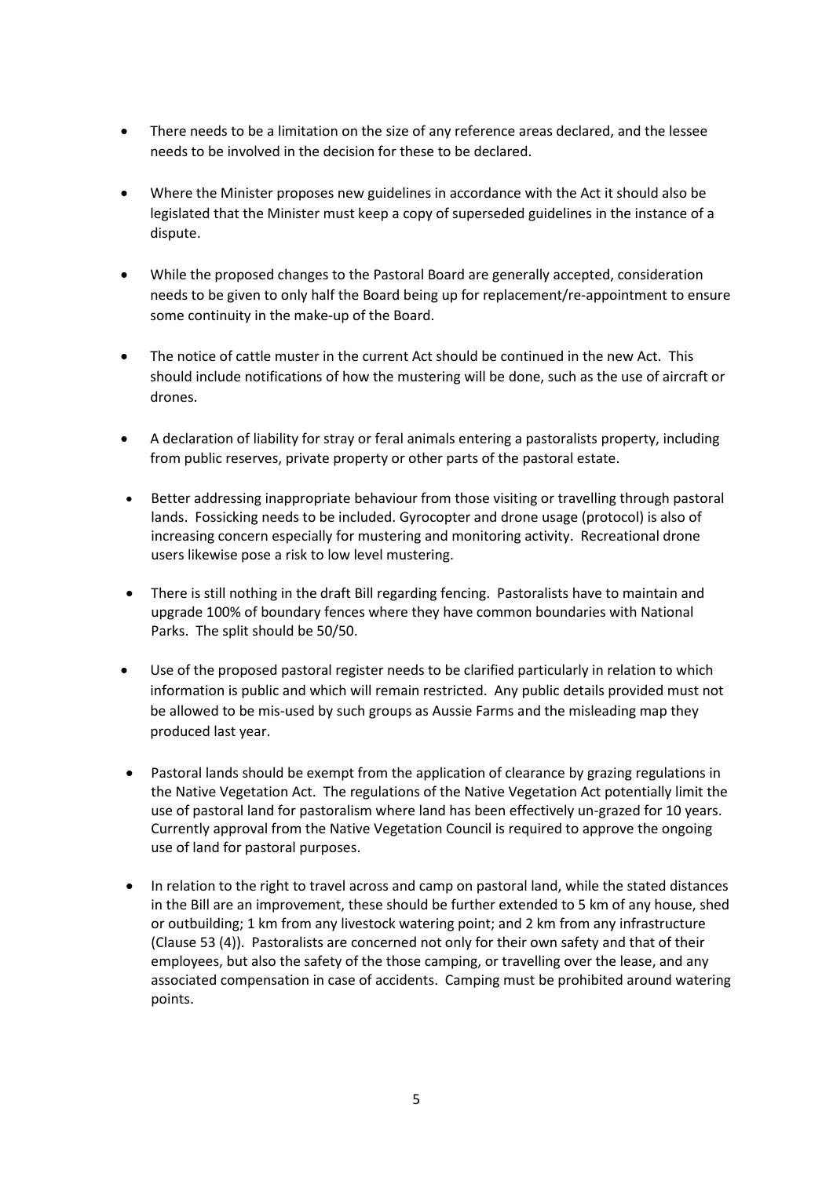- There needs to be a limitation on the size of any reference areas declared, and the lessee needs to be involved in the decision for these to be declared.

- Where the Minister proposes new guidelines in accordance with the Act it should also be legislated that the Minister must keep a copy of superseded guidelines in the instance of a dispute.

- While the proposed changes to the Pastoral Board are generally accepted, consideration needs to be given to only half the Board being up for replacement/re-appointment to ensure some continuity in the make-up of the Board.

- The notice of cattle muster in the current Act should be continued in the new Act. This should include notifications of how the mustering will be done, such as the use of aircraft or drones.

- A declaration of liability for stray or feral animals entering a pastoralists property, including from public reserves, private property or other parts of the pastoral estate.

- Better addressing inappropriate behaviour from those visiting or travelling through pastoral lands. Fossicking needs to be included. Gyrocopter and drone usage (protocol) is also of increasing concern especially for mustering and monitoring activity. Recreational drone users likewise pose a risk to low level mustering.

- There is still nothing in the draft Bill regarding fencing. Pastoralists have to maintain and upgrade 100% of boundary fences where they have common boundaries with National Parks. The split should be 50/50.

- Use of the proposed pastoral register needs to be clarified particularly in relation to which information is public and which will remain restricted. Any public details provided must not be allowed to be mis-used by such groups as Aussie Farms and the misleading map they produced last year.

- Pastoral lands should be exempt from the application of clearance by grazing regulations in the Native Vegetation Act. The regulations of the Native Vegetation Act potentially limit the use of pastoral land for pastoralism where land has been effectively un-grazed for 10 years. Currently approval from the Native Vegetation Council is required to approve the ongoing use of land for pastoral purposes.

- In relation to the right to travel across and camp on pastoral land, while the stated distances in the Bill are an improvement, these should be further extended to 5 km of any house, shed or outbuilding; 1 km from any livestock watering point; and 2 km from any infrastructure (Clause 53 (4)). Pastoralists are concerned not only for their own safety and that of their employees, but also the safety of the those camping, or travelling over the lease, and any associated compensation in case of accidents. Camping must be prohibited around watering points.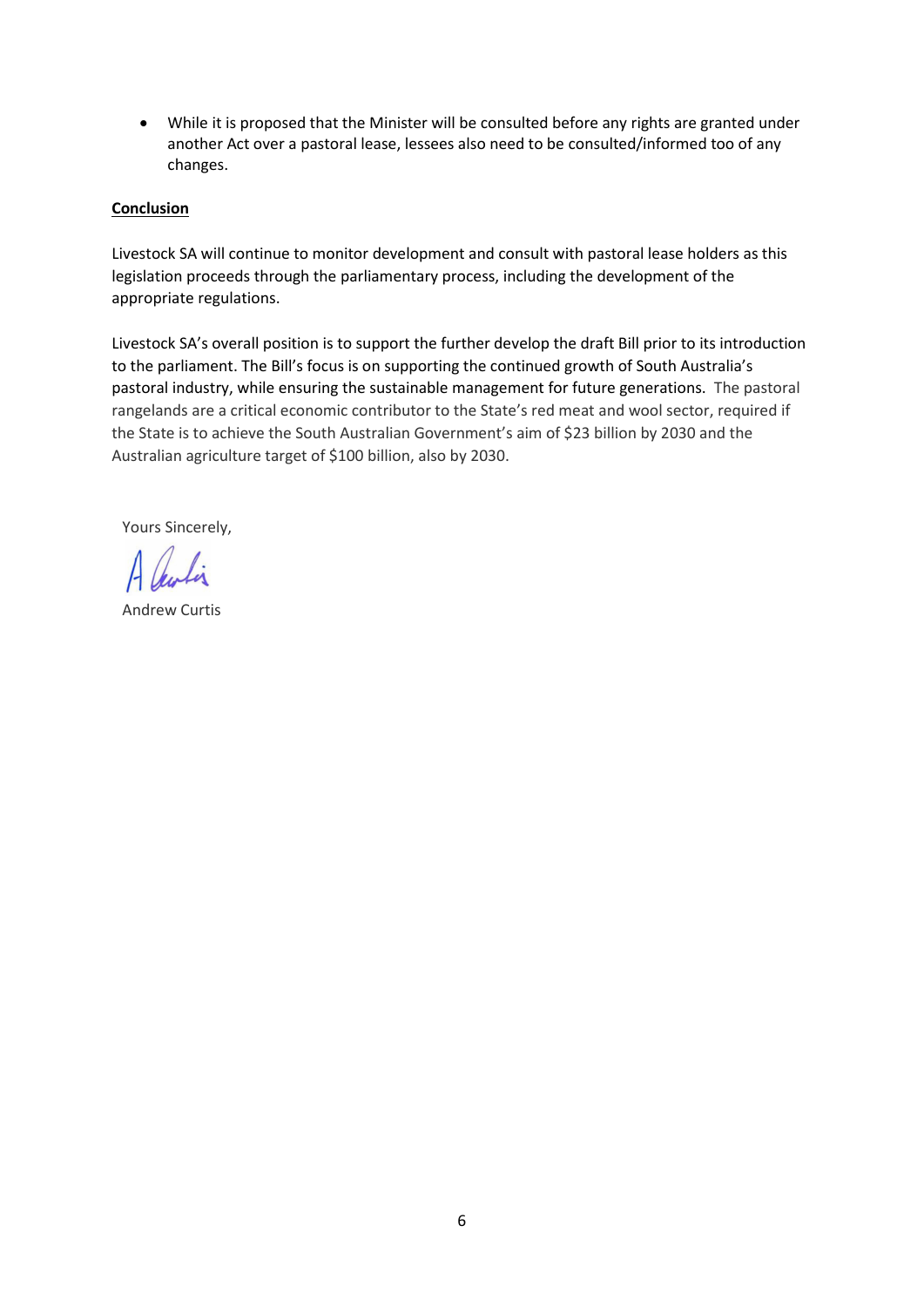- While it is proposed that the Minister will be consulted before any rights are granted under another Act over a pastoral lease, lessees also need to be consulted/informed too of any changes.

**Conclusion**

Livestock SA will continue to monitor development and consult with pastoral lease holders as this legislation proceeds through the parliamentary process, including the development of the appropriate regulations.

Livestock SA's overall position is to support the further develop the draft Bill prior to its introduction to the parliament. The Bill's focus is on supporting the continued growth of South Australia's pastoral industry, while ensuring the sustainable management for future generations. The pastoral rangelands are a critical economic contributor to the State's red meat and wool sector, required if the State is to achieve the South Australian Government's aim of $23 billion by 2030 and the Australian agriculture target of $100 billion, also by 2030.

Yours Sincerely,

Andrew Curtis